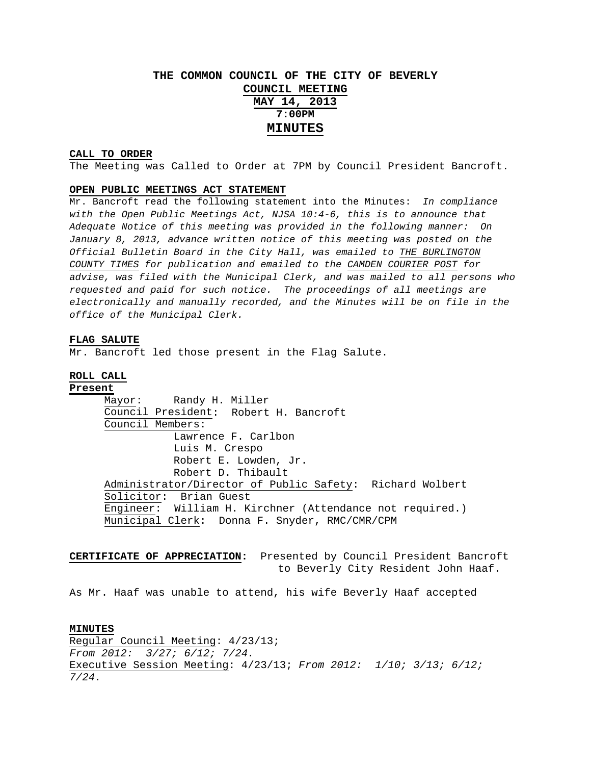# THE COMMON COUNCIL OF THE CITY OF BEVERLY

## COUNCIL MEETING

## MAY 14, 2013

## 7:00PM

# MINUTES

**CALL TO ORDER**

The Meeting was Called to Order at 7PM by Council President Bancroft.

**OPEN PUBLIC MEETINGS ACT STATEMENT**

Mr. Bancroft read the following statement into the Minutes: *In compliance with the Open Public Meetings Act, NJSA 10:4-6, this is to announce that Adequate Notice of this meeting was provided in the following manner: On January 8, 2013, advance written notice of this meeting was posted on the Official Bulletin Board in the City Hall, was emailed to THE BURLINGTON COUNTY TIMES for publication and emailed to the CAMDEN COURIER POST for advise, was filed with the Municipal Clerk, and was mailed to all persons who requested and paid for such notice. The proceedings of all meetings are electronically and manually recorded, and the Minutes will be on file in the office of the Municipal Clerk.*

**FLAG SALUTE**

Mr. Bancroft led those present in the Flag Salute.

**ROLL CALL**

**Present**

Mayor: Randy H. Miller
Council President: Robert H. Bancroft
Council Members:
- Lawrence F. Carlbon
- Luis M. Crespo
- Robert E. Lowden, Jr.
- Robert D. Thibault

Administrator/Director of Public Safety: Richard Wolbert
Solicitor: Brian Guest
Engineer: William H. Kirchner (Attendance not required.)
Municipal Clerk: Donna F. Snyder, RMC/CMR/CPM

**CERTIFICATE OF APPRECIATION:** Presented by Council President Bancroft to Beverly City Resident John Haaf.

As Mr. Haaf was unable to attend, his wife Beverly Haaf accepted

**MINUTES**

Regular Council Meeting: 4/23/13;
*From 2012: 3/27; 6/12; 7/24.*
Executive Session Meeting: 4/23/13; *From 2012: 1/10; 3/13; 6/12; 7/24.*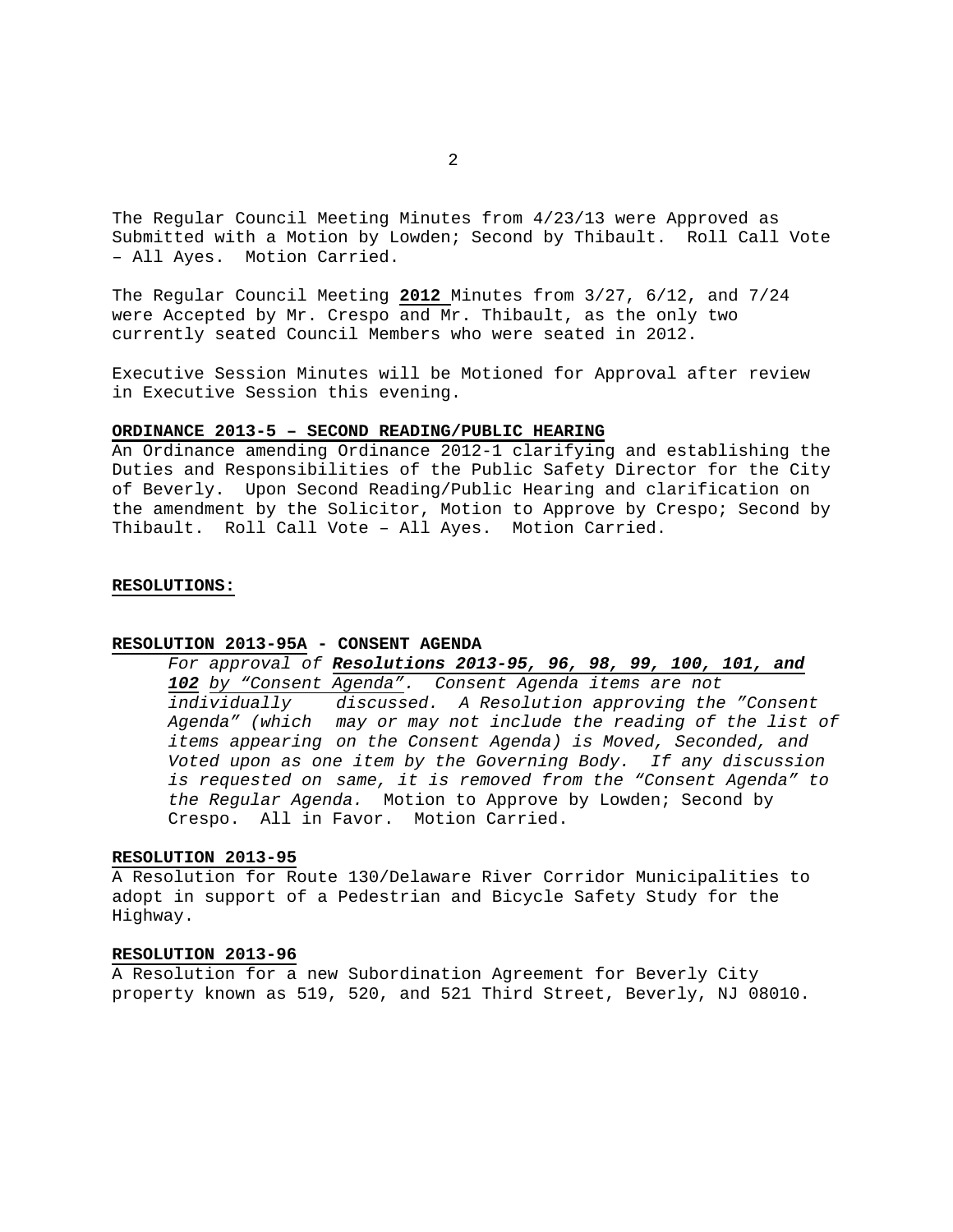The Regular Council Meeting Minutes from 4/23/13 were Approved as Submitted with a Motion by Lowden; Second by Thibault. Roll Call Vote – All Ayes. Motion Carried.

The Regular Council Meeting **2012** Minutes from 3/27, 6/12, and 7/24 were Accepted by Mr. Crespo and Mr. Thibault, as the only two currently seated Council Members who were seated in 2012.

Executive Session Minutes will be Motioned for Approval after review in Executive Session this evening.

**ORDINANCE 2013-5 – SECOND READING/PUBLIC HEARING**

An Ordinance amending Ordinance 2012-1 clarifying and establishing the Duties and Responsibilities of the Public Safety Director for the City of Beverly. Upon Second Reading/Public Hearing and clarification on the amendment by the Solicitor, Motion to Approve by Crespo; Second by Thibault. Roll Call Vote – All Ayes. Motion Carried.

**RESOLUTIONS:**

**RESOLUTION 2013-95A - CONSENT AGENDA**

*For approval of **Resolutions 2013-95, 96, 98, 99, 100, 101, and 102** by "Consent Agenda". Consent Agenda items are not individually discussed. A Resolution approving the "Consent Agenda" (which may or may not include the reading of the list of items appearing on the Consent Agenda) is Moved, Seconded, and Voted upon as one item by the Governing Body. If any discussion is requested on same, it is removed from the "Consent Agenda" to the Regular Agenda.* Motion to Approve by Lowden; Second by Crespo. All in Favor. Motion Carried.

**RESOLUTION 2013-95**

A Resolution for Route 130/Delaware River Corridor Municipalities to adopt in support of a Pedestrian and Bicycle Safety Study for the Highway.

**RESOLUTION 2013-96**

A Resolution for a new Subordination Agreement for Beverly City property known as 519, 520, and 521 Third Street, Beverly, NJ 08010.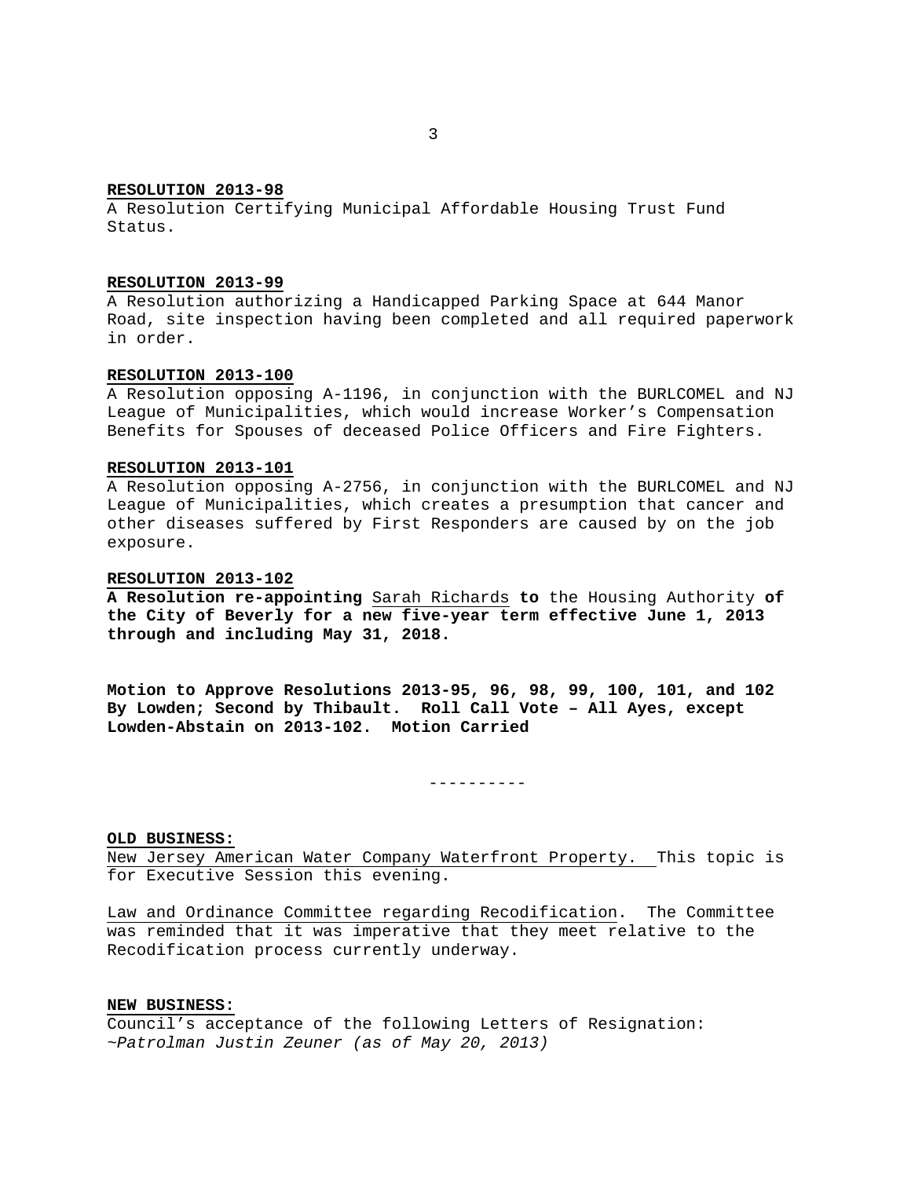**RESOLUTION 2013-98**

A Resolution Certifying Municipal Affordable Housing Trust Fund Status.

**RESOLUTION 2013-99**

A Resolution authorizing a Handicapped Parking Space at 644 Manor Road, site inspection having been completed and all required paperwork in order.

**RESOLUTION 2013-100**

A Resolution opposing A-1196, in conjunction with the BURLCOMEL and NJ League of Municipalities, which would increase Worker's Compensation Benefits for Spouses of deceased Police Officers and Fire Fighters.

**RESOLUTION 2013-101**

A Resolution opposing A-2756, in conjunction with the BURLCOMEL and NJ League of Municipalities, which creates a presumption that cancer and other diseases suffered by First Responders are caused by on the job exposure.

**RESOLUTION 2013-102**

**A Resolution re-appointing** Sarah Richards **to** the Housing Authority **of the City of Beverly for a new five-year term effective June 1, 2013 through and including May 31, 2018.**

**Motion to Approve Resolutions 2013-95, 96, 98, 99, 100, 101, and 102 By Lowden; Second by Thibault. Roll Call Vote – All Ayes, except Lowden-Abstain on 2013-102. Motion Carried**

----------

**OLD BUSINESS:**

New Jersey American Water Company Waterfront Property. This topic is for Executive Session this evening.

Law and Ordinance Committee regarding Recodification. The Committee was reminded that it was imperative that they meet relative to the Recodification process currently underway.

**NEW BUSINESS:**

Council's acceptance of the following Letters of Resignation:
*~Patrolman Justin Zeuner (as of May 20, 2013)*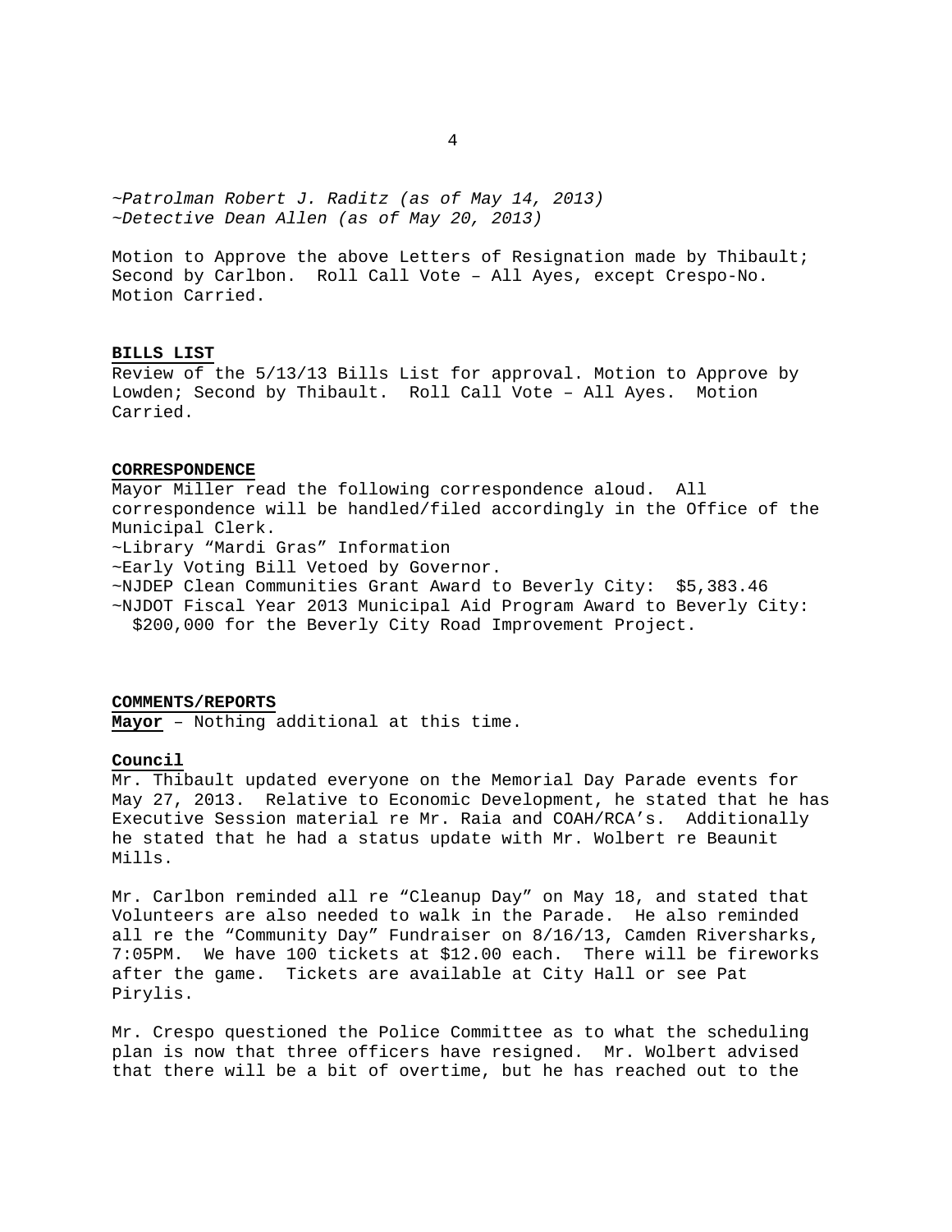*~Patrolman Robert J. Raditz (as of May 14, 2013)*
*~Detective Dean Allen (as of May 20, 2013)*

Motion to Approve the above Letters of Resignation made by Thibault; Second by Carlbon. Roll Call Vote – All Ayes, except Crespo-No. Motion Carried.

**BILLS LIST**

Review of the 5/13/13 Bills List for approval. Motion to Approve by Lowden; Second by Thibault. Roll Call Vote – All Ayes. Motion Carried.

**CORRESPONDENCE**

Mayor Miller read the following correspondence aloud. All correspondence will be handled/filed accordingly in the Office of the Municipal Clerk.

~Library "Mardi Gras" Information
~Early Voting Bill Vetoed by Governor.
~NJDEP Clean Communities Grant Award to Beverly City: $5,383.46
~NJDOT Fiscal Year 2013 Municipal Aid Program Award to Beverly City: $200,000 for the Beverly City Road Improvement Project.

**COMMENTS/REPORTS**

**Mayor** – Nothing additional at this time.

**Council**

Mr. Thibault updated everyone on the Memorial Day Parade events for May 27, 2013. Relative to Economic Development, he stated that he has Executive Session material re Mr. Raia and COAH/RCA's. Additionally he stated that he had a status update with Mr. Wolbert re Beaunit Mills.

Mr. Carlbon reminded all re "Cleanup Day" on May 18, and stated that Volunteers are also needed to walk in the Parade. He also reminded all re the "Community Day" Fundraiser on 8/16/13, Camden Riversharks, 7:05PM. We have 100 tickets at $12.00 each. There will be fireworks after the game. Tickets are available at City Hall or see Pat Pirylis.

Mr. Crespo questioned the Police Committee as to what the scheduling plan is now that three officers have resigned. Mr. Wolbert advised that there will be a bit of overtime, but he has reached out to the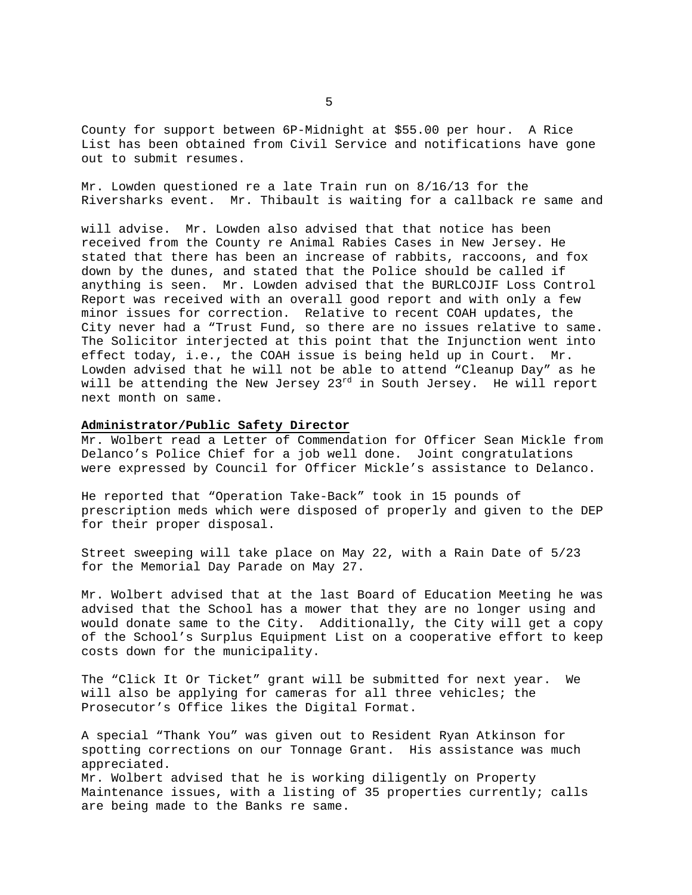County for support between 6P-Midnight at $55.00 per hour. A Rice List has been obtained from Civil Service and notifications have gone out to submit resumes.

Mr. Lowden questioned re a late Train run on 8/16/13 for the Riversharks event. Mr. Thibault is waiting for a callback re same and

will advise. Mr. Lowden also advised that that notice has been received from the County re Animal Rabies Cases in New Jersey. He stated that there has been an increase of rabbits, raccoons, and fox down by the dunes, and stated that the Police should be called if anything is seen. Mr. Lowden advised that the BURLCOJIF Loss Control Report was received with an overall good report and with only a few minor issues for correction. Relative to recent COAH updates, the City never had a "Trust Fund, so there are no issues relative to same. The Solicitor interjected at this point that the Injunction went into effect today, i.e., the COAH issue is being held up in Court. Mr. Lowden advised that he will not be able to attend "Cleanup Day" as he will be attending the New Jersey 23rd in South Jersey. He will report next month on same.

**Administrator/Public Safety Director**

Mr. Wolbert read a Letter of Commendation for Officer Sean Mickle from Delanco's Police Chief for a job well done. Joint congratulations were expressed by Council for Officer Mickle's assistance to Delanco.

He reported that "Operation Take-Back" took in 15 pounds of prescription meds which were disposed of properly and given to the DEP for their proper disposal.

Street sweeping will take place on May 22, with a Rain Date of 5/23 for the Memorial Day Parade on May 27.

Mr. Wolbert advised that at the last Board of Education Meeting he was advised that the School has a mower that they are no longer using and would donate same to the City. Additionally, the City will get a copy of the School's Surplus Equipment List on a cooperative effort to keep costs down for the municipality.

The "Click It Or Ticket" grant will be submitted for next year. We will also be applying for cameras for all three vehicles; the Prosecutor's Office likes the Digital Format.

A special "Thank You" was given out to Resident Ryan Atkinson for spotting corrections on our Tonnage Grant. His assistance was much appreciated.
Mr. Wolbert advised that he is working diligently on Property Maintenance issues, with a listing of 35 properties currently; calls are being made to the Banks re same.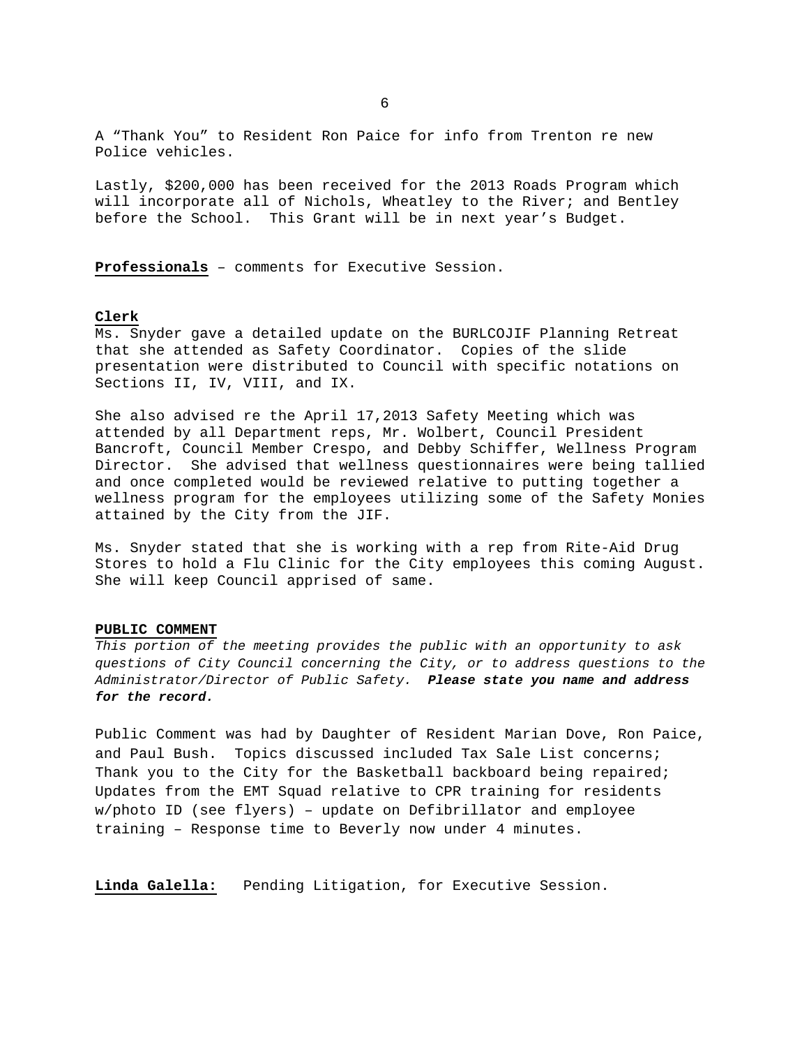A “Thank You” to Resident Ron Paice for info from Trenton re new Police vehicles.

Lastly, $200,000 has been received for the 2013 Roads Program which will incorporate all of Nichols, Wheatley to the River; and Bentley before the School. This Grant will be in next year’s Budget.

**Professionals** – comments for Executive Session.

**Clerk**

Ms. Snyder gave a detailed update on the BURLCOJIF Planning Retreat that she attended as Safety Coordinator. Copies of the slide presentation were distributed to Council with specific notations on Sections II, IV, VIII, and IX.

She also advised re the April 17,2013 Safety Meeting which was attended by all Department reps, Mr. Wolbert, Council President Bancroft, Council Member Crespo, and Debby Schiffer, Wellness Program Director. She advised that wellness questionnaires were being tallied and once completed would be reviewed relative to putting together a wellness program for the employees utilizing some of the Safety Monies attained by the City from the JIF.

Ms. Snyder stated that she is working with a rep from Rite-Aid Drug Stores to hold a Flu Clinic for the City employees this coming August. She will keep Council apprised of same.

**PUBLIC COMMENT**

*This portion of the meeting provides the public with an opportunity to ask questions of City Council concerning the City, or to address questions to the Administrator/Director of Public Safety.* ***Please state you name and address for the record.***

Public Comment was had by Daughter of Resident Marian Dove, Ron Paice, and Paul Bush. Topics discussed included Tax Sale List concerns; Thank you to the City for the Basketball backboard being repaired; Updates from the EMT Squad relative to CPR training for residents w/photo ID (see flyers) – update on Defibrillator and employee training – Response time to Beverly now under 4 minutes.

**Linda Galella:** Pending Litigation, for Executive Session.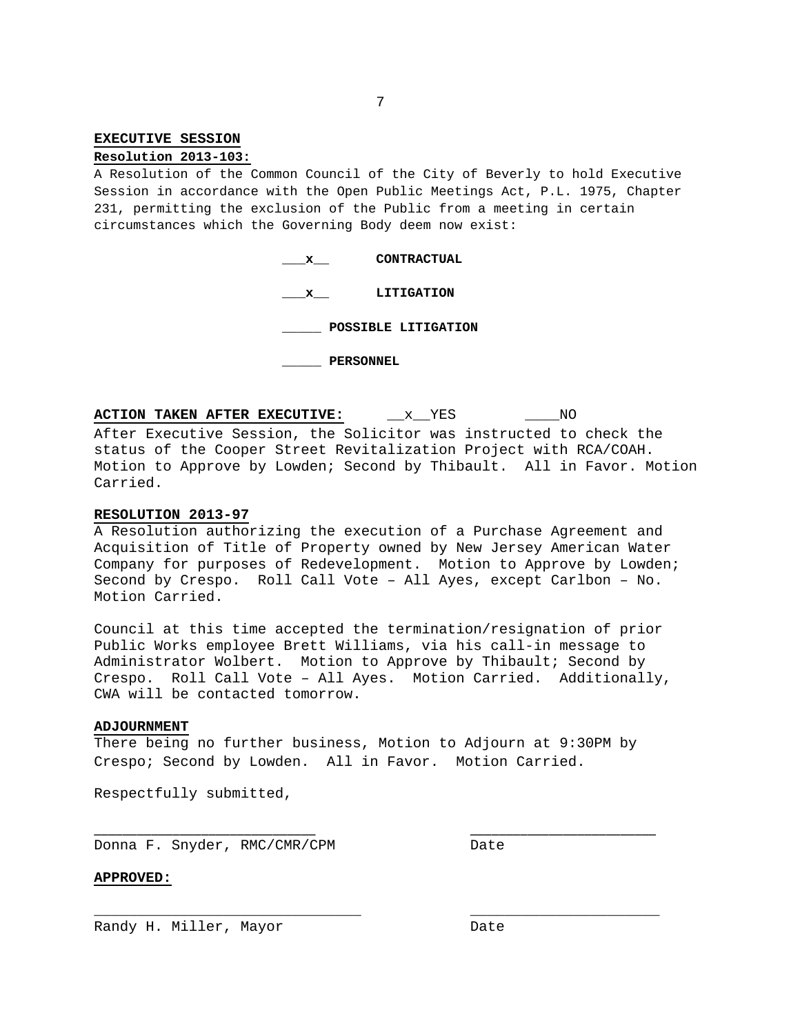**EXECUTIVE SESSION**

**Resolution 2013-103:**

A Resolution of the Common Council of the City of Beverly to hold Executive Session in accordance with the Open Public Meetings Act, P.L. 1975, Chapter 231, permitting the exclusion of the Public from a meeting in certain circumstances which the Governing Body deem now exist:

___x__ **CONTRACTUAL**

___x__ **LITIGATION**

_____ **POSSIBLE LITIGATION**

_____ **PERSONNEL**

**ACTION TAKEN AFTER EXECUTIVE:** __x__YES ____NO

After Executive Session, the Solicitor was instructed to check the status of the Cooper Street Revitalization Project with RCA/COAH. Motion to Approve by Lowden; Second by Thibault. All in Favor. Motion Carried.

**RESOLUTION 2013-97**

A Resolution authorizing the execution of a Purchase Agreement and Acquisition of Title of Property owned by New Jersey American Water Company for purposes of Redevelopment. Motion to Approve by Lowden; Second by Crespo. Roll Call Vote – All Ayes, except Carlbon – No. Motion Carried.

Council at this time accepted the termination/resignation of prior Public Works employee Brett Williams, via his call-in message to Administrator Wolbert. Motion to Approve by Thibault; Second by Crespo. Roll Call Vote – All Ayes. Motion Carried. Additionally, CWA will be contacted tomorrow.

**ADJOURNMENT**

There being no further business, Motion to Adjourn at 9:30PM by Crespo; Second by Lowden. All in Favor. Motion Carried.

Respectfully submitted,

__________________________ _____________________

Donna F. Snyder, RMC/CMR/CPM Date

**APPROVED:**

_______________________________ ______________________

Randy H. Miller, Mayor Date